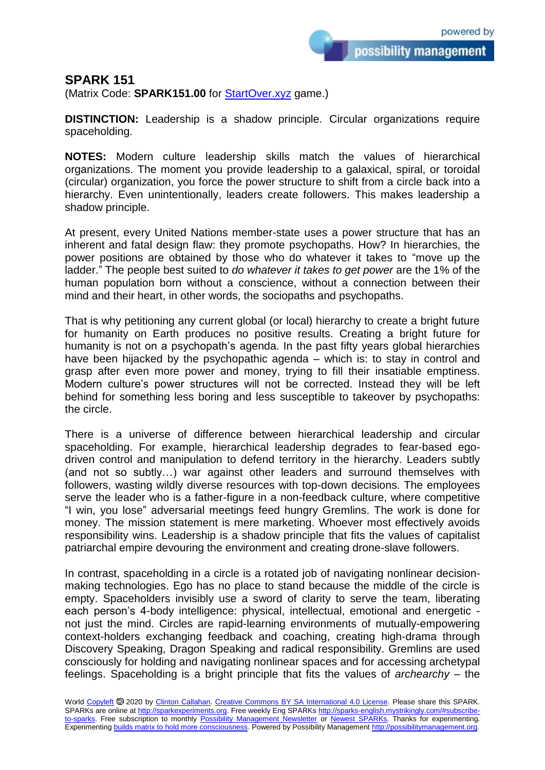# SPARK 151

(Matrix Code: **SPARK151.00** for [StartOver.xyz](StartOver.xyz) game.)

**DISTINCTION:** Leadership is a shadow principle. Circular organizations require spaceholding.

**NOTES:** Modern culture leadership skills match the values of hierarchical organizations. The moment you provide leadership to a galaxical, spiral, or toroidal (circular) organization, you force the power structure to shift from a circle back into a hierarchy. Even unintentionally, leaders create followers. This makes leadership a shadow principle.

At present, every United Nations member-state uses a power structure that has an inherent and fatal design flaw: they promote psychopaths. How? In hierarchies, the power positions are obtained by those who do whatever it takes to "move up the ladder." The people best suited to *do whatever it takes to get power* are the 1% of the human population born without a conscience, without a connection between their mind and their heart, in other words, the sociopaths and psychopaths.

That is why petitioning any current global (or local) hierarchy to create a bright future for humanity on Earth produces no positive results. Creating a bright future for humanity is not on a psychopath's agenda. In the past fifty years global hierarchies have been hijacked by the psychopathic agenda – which is: to stay in control and grasp after even more power and money, trying to fill their insatiable emptiness. Modern culture's power structures will not be corrected. Instead they will be left behind for something less boring and less susceptible to takeover by psychopaths: the circle.

There is a universe of difference between hierarchical leadership and circular spaceholding. For example, hierarchical leadership degrades to fear-based ego-driven control and manipulation to defend territory in the hierarchy. Leaders subtly (and not so subtly…) war against other leaders and surround themselves with followers, wasting wildly diverse resources with top-down decisions. The employees serve the leader who is a father-figure in a non-feedback culture, where competitive "I win, you lose" adversarial meetings feed hungry Gremlins. The work is done for money. The mission statement is mere marketing. Whoever most effectively avoids responsibility wins. Leadership is a shadow principle that fits the values of capitalist patriarchal empire devouring the environment and creating drone-slave followers.

In contrast, spaceholding in a circle is a rotated job of navigating nonlinear decision-making technologies. Ego has no place to stand because the middle of the circle is empty. Spaceholders invisibly use a sword of clarity to serve the team, liberating each person's 4-body intelligence: physical, intellectual, emotional and energetic - not just the mind. Circles are rapid-learning environments of mutually-empowering context-holders exchanging feedback and coaching, creating high-drama through Discovery Speaking, Dragon Speaking and radical responsibility. Gremlins are used consciously for holding and navigating nonlinear spaces and for accessing archetypal feelings. Spaceholding is a bright principle that fits the values of *archearchy* – the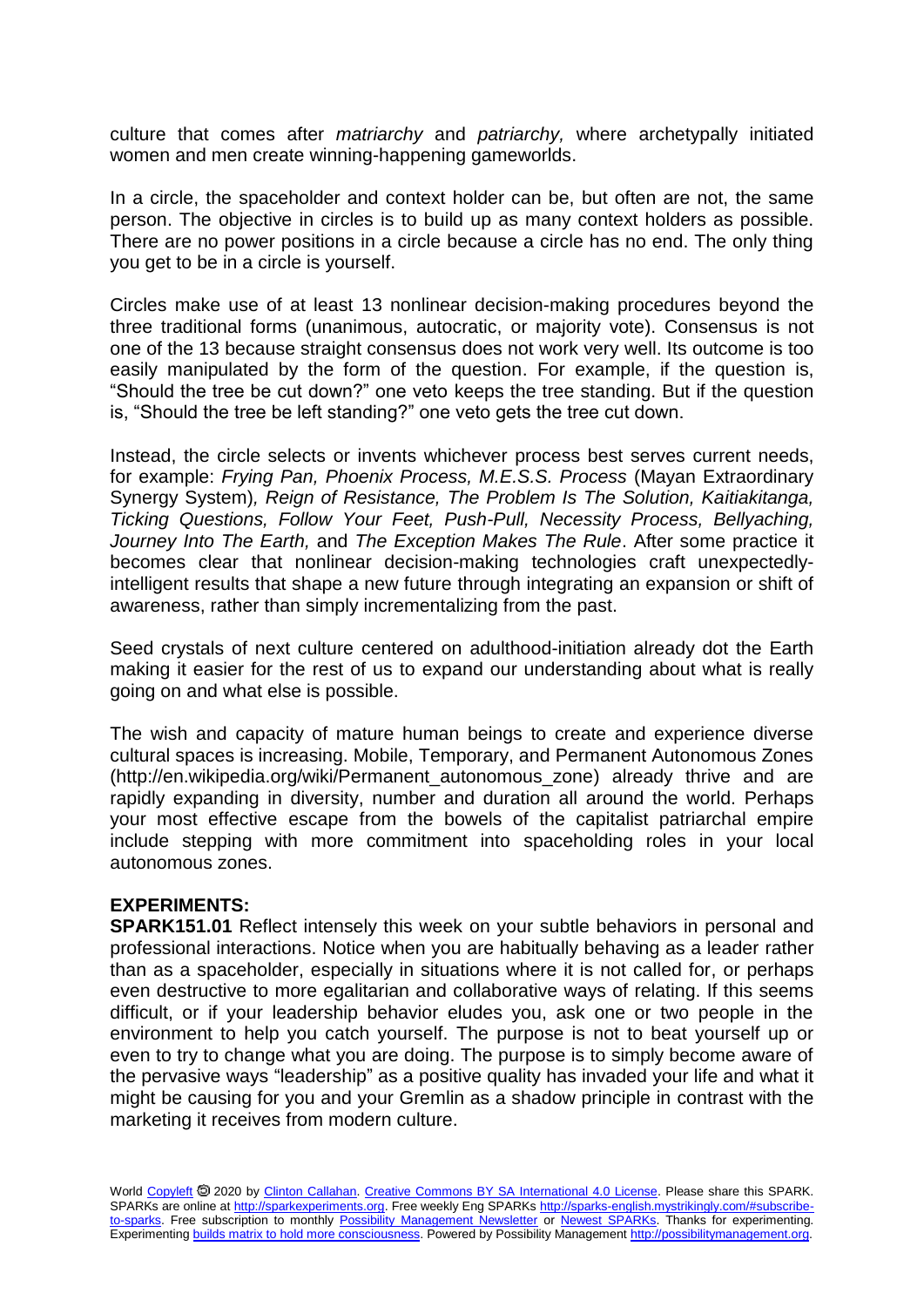culture that comes after *matriarchy* and *patriarchy,* where archetypally initiated women and men create winning-happening gameworlds.

In a circle, the spaceholder and context holder can be, but often are not, the same person. The objective in circles is to build up as many context holders as possible. There are no power positions in a circle because a circle has no end. The only thing you get to be in a circle is yourself.

Circles make use of at least 13 nonlinear decision-making procedures beyond the three traditional forms (unanimous, autocratic, or majority vote). Consensus is not one of the 13 because straight consensus does not work very well. Its outcome is too easily manipulated by the form of the question. For example, if the question is, "Should the tree be cut down?" one veto keeps the tree standing. But if the question is, "Should the tree be left standing?" one veto gets the tree cut down.

Instead, the circle selects or invents whichever process best serves current needs, for example: *Frying Pan, Phoenix Process, M.E.S.S. Process* (Mayan Extraordinary Synergy System)*, Reign of Resistance, The Problem Is The Solution, Kaitiakitanga, Ticking Questions, Follow Your Feet, Push-Pull, Necessity Process, Bellyaching, Journey Into The Earth,* and *The Exception Makes The Rule*. After some practice it becomes clear that nonlinear decision-making technologies craft unexpectedly-intelligent results that shape a new future through integrating an expansion or shift of awareness, rather than simply incrementalizing from the past.

Seed crystals of next culture centered on adulthood-initiation already dot the Earth making it easier for the rest of us to expand our understanding about what is really going on and what else is possible.

The wish and capacity of mature human beings to create and experience diverse cultural spaces is increasing. Mobile, Temporary, and Permanent Autonomous Zones (http://en.wikipedia.org/wiki/Permanent_autonomous_zone) already thrive and are rapidly expanding in diversity, number and duration all around the world. Perhaps your most effective escape from the bowels of the capitalist patriarchal empire include stepping with more commitment into spaceholding roles in your local autonomous zones.

**EXPERIMENTS:**

**SPARK151.01** Reflect intensely this week on your subtle behaviors in personal and professional interactions. Notice when you are habitually behaving as a leader rather than as a spaceholder, especially in situations where it is not called for, or perhaps even destructive to more egalitarian and collaborative ways of relating. If this seems difficult, or if your leadership behavior eludes you, ask one or two people in the environment to help you catch yourself. The purpose is not to beat yourself up or even to try to change what you are doing. The purpose is to simply become aware of the pervasive ways "leadership" as a positive quality has invaded your life and what it might be causing for you and your Gremlin as a shadow principle in contrast with the marketing it receives from modern culture.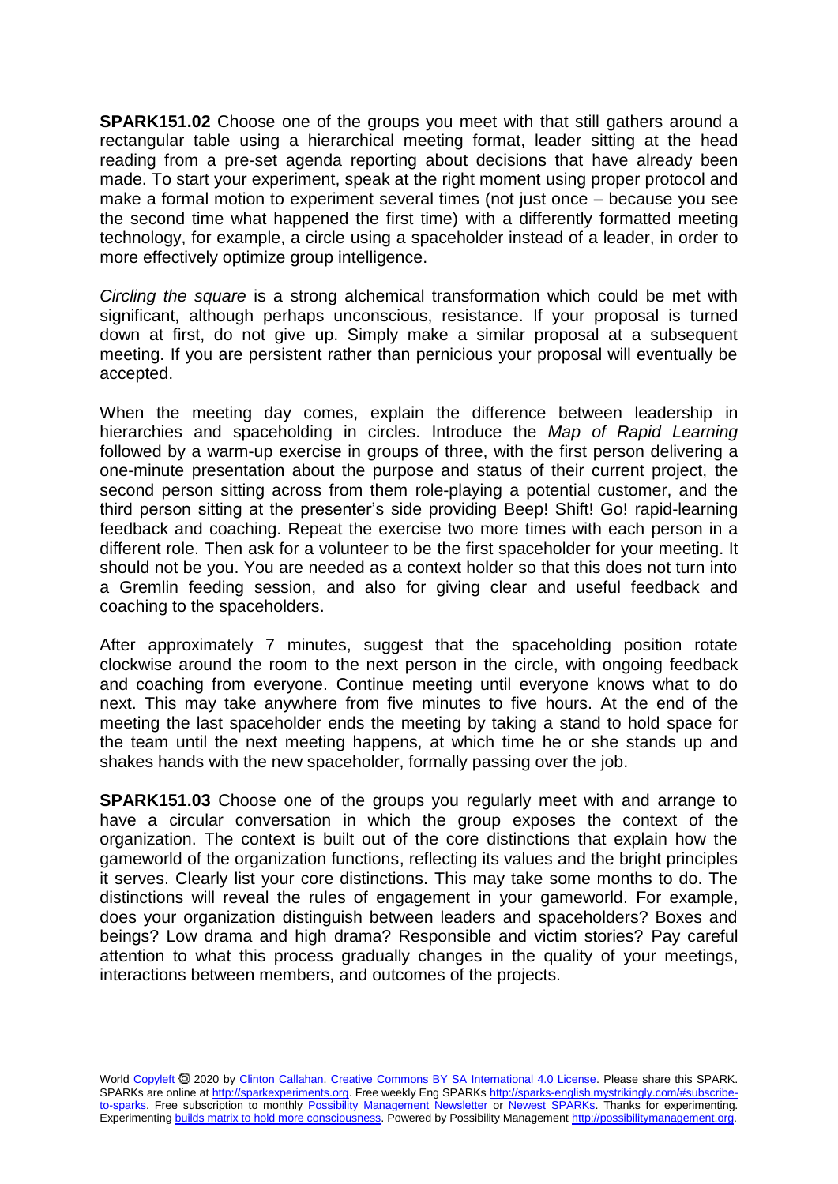**SPARK151.02** Choose one of the groups you meet with that still gathers around a rectangular table using a hierarchical meeting format, leader sitting at the head reading from a pre-set agenda reporting about decisions that have already been made. To start your experiment, speak at the right moment using proper protocol and make a formal motion to experiment several times (not just once – because you see the second time what happened the first time) with a differently formatted meeting technology, for example, a circle using a spaceholder instead of a leader, in order to more effectively optimize group intelligence.

*Circling the square* is a strong alchemical transformation which could be met with significant, although perhaps unconscious, resistance. If your proposal is turned down at first, do not give up. Simply make a similar proposal at a subsequent meeting. If you are persistent rather than pernicious your proposal will eventually be accepted.

When the meeting day comes, explain the difference between leadership in hierarchies and spaceholding in circles. Introduce the *Map of Rapid Learning* followed by a warm-up exercise in groups of three, with the first person delivering a one-minute presentation about the purpose and status of their current project, the second person sitting across from them role-playing a potential customer, and the third person sitting at the presenter's side providing Beep! Shift! Go! rapid-learning feedback and coaching. Repeat the exercise two more times with each person in a different role. Then ask for a volunteer to be the first spaceholder for your meeting. It should not be you. You are needed as a context holder so that this does not turn into a Gremlin feeding session, and also for giving clear and useful feedback and coaching to the spaceholders.

After approximately 7 minutes, suggest that the spaceholding position rotate clockwise around the room to the next person in the circle, with ongoing feedback and coaching from everyone. Continue meeting until everyone knows what to do next. This may take anywhere from five minutes to five hours. At the end of the meeting the last spaceholder ends the meeting by taking a stand to hold space for the team until the next meeting happens, at which time he or she stands up and shakes hands with the new spaceholder, formally passing over the job.

**SPARK151.03** Choose one of the groups you regularly meet with and arrange to have a circular conversation in which the group exposes the context of the organization. The context is built out of the core distinctions that explain how the gameworld of the organization functions, reflecting its values and the bright principles it serves. Clearly list your core distinctions. This may take some months to do. The distinctions will reveal the rules of engagement in your gameworld. For example, does your organization distinguish between leaders and spaceholders? Boxes and beings? Low drama and high drama? Responsible and victim stories? Pay careful attention to what this process gradually changes in the quality of your meetings, interactions between members, and outcomes of the projects.

World Copyleft 🄯 2020 by Clinton Callahan. Creative Commons BY SA International 4.0 License. Please share this SPARK. SPARKs are online at http://sparkexperiments.org. Free weekly Eng SPARKs http://sparks-english.mystrikingly.com/#subscribe-to-sparks. Free subscription to monthly Possibility Management Newsletter or Newest SPARKs. Thanks for experimenting. Experimenting builds matrix to hold more consciousness. Powered by Possibility Management http://possibilitymanagement.org.